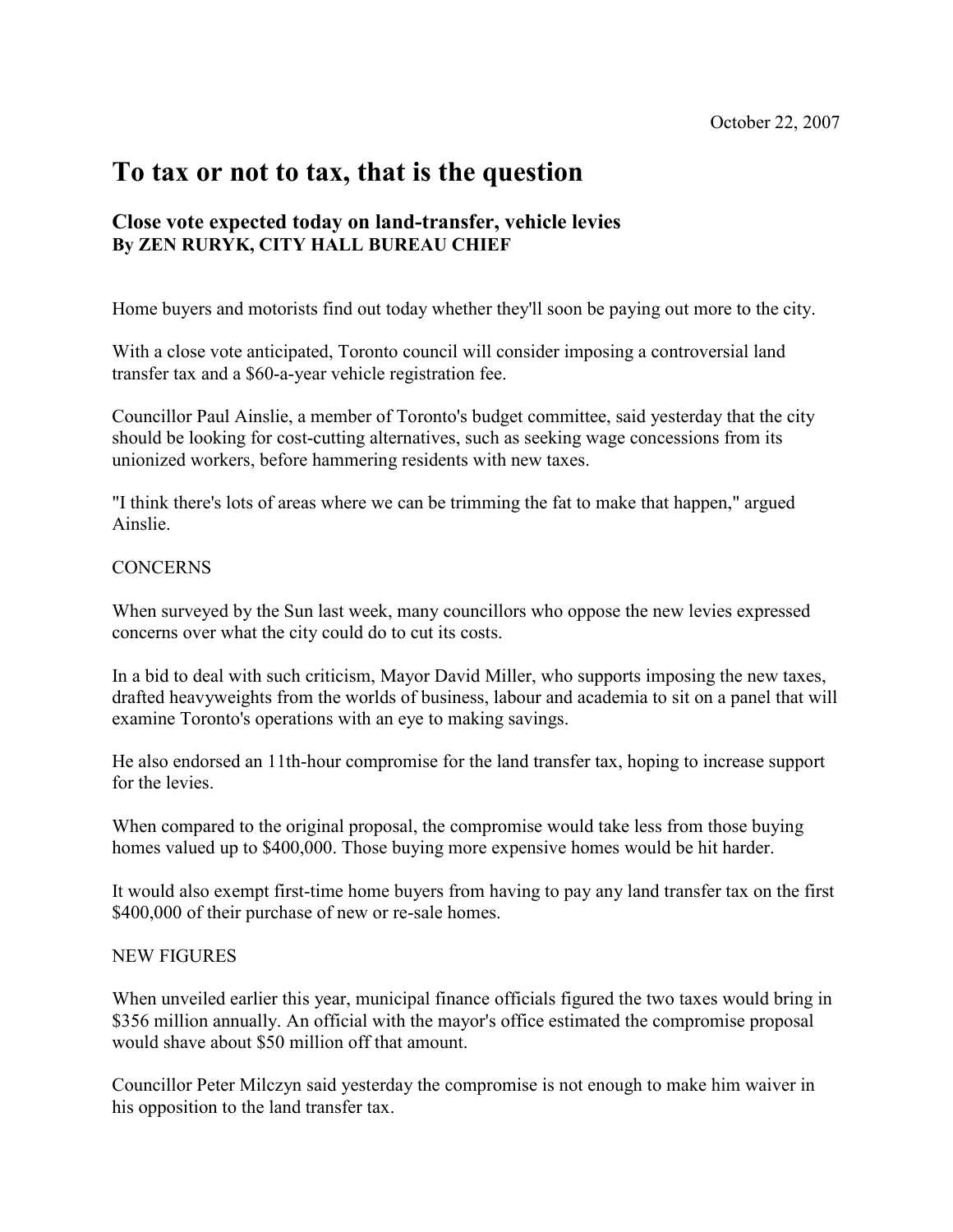October 22, 2007

# To tax or not to tax, that is the question

### Close vote expected today on land-transfer, vehicle levies

**By ZEN RURYK, CITY HALL BUREAU CHIEF**

Home buyers and motorists find out today whether they'll soon be paying out more to the city.

With a close vote anticipated, Toronto council will consider imposing a controversial land transfer tax and a $60-a-year vehicle registration fee.

Councillor Paul Ainslie, a member of Toronto's budget committee, said yesterday that the city should be looking for cost-cutting alternatives, such as seeking wage concessions from its unionized workers, before hammering residents with new taxes.

"I think there's lots of areas where we can be trimming the fat to make that happen," argued Ainslie.

CONCERNS

When surveyed by the Sun last week, many councillors who oppose the new levies expressed concerns over what the city could do to cut its costs.

In a bid to deal with such criticism, Mayor David Miller, who supports imposing the new taxes, drafted heavyweights from the worlds of business, labour and academia to sit on a panel that will examine Toronto's operations with an eye to making savings.

He also endorsed an 11th-hour compromise for the land transfer tax, hoping to increase support for the levies.

When compared to the original proposal, the compromise would take less from those buying homes valued up to $400,000. Those buying more expensive homes would be hit harder.

It would also exempt first-time home buyers from having to pay any land transfer tax on the first $400,000 of their purchase of new or re-sale homes.

NEW FIGURES

When unveiled earlier this year, municipal finance officials figured the two taxes would bring in $356 million annually. An official with the mayor's office estimated the compromise proposal would shave about $50 million off that amount.

Councillor Peter Milczyn said yesterday the compromise is not enough to make him waiver in his opposition to the land transfer tax.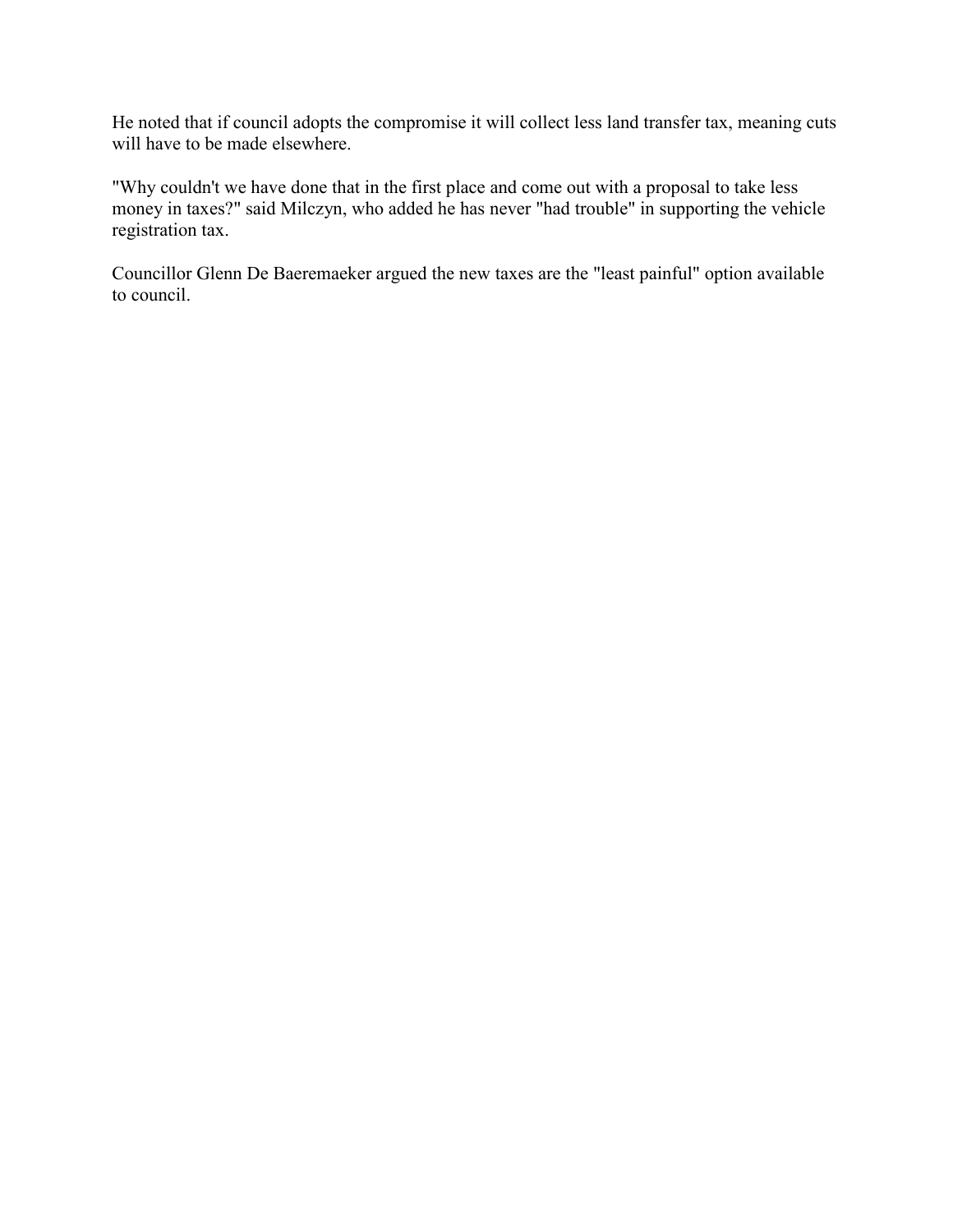He noted that if council adopts the compromise it will collect less land transfer tax, meaning cuts will have to be made elsewhere.

"Why couldn't we have done that in the first place and come out with a proposal to take less money in taxes?" said Milczyn, who added he has never "had trouble" in supporting the vehicle registration tax.

Councillor Glenn De Baeremaeker argued the new taxes are the "least painful" option available to council.